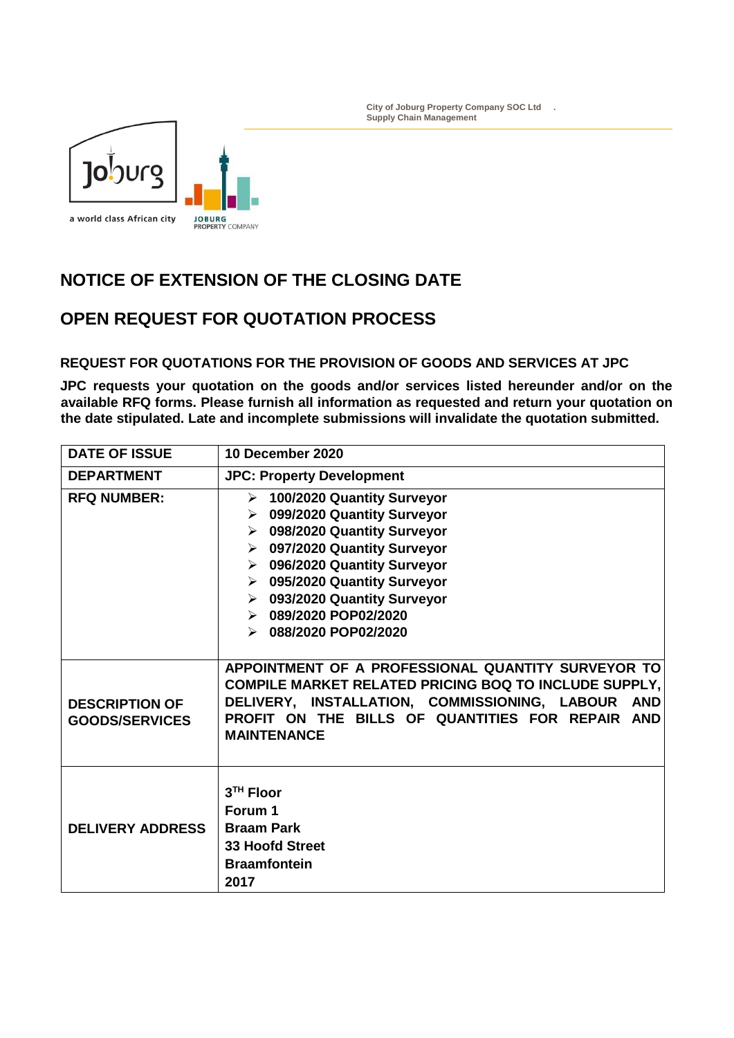City of Joburg Property Company SOC Ltd .
Supply Chain Management

# NOTICE OF EXTENSION OF THE CLOSING DATE

# OPEN REQUEST FOR QUOTATION PROCESS

### REQUEST FOR QUOTATIONS FOR THE PROVISION OF GOODS AND SERVICES AT JPC

**JPC requests your quotation on the goods and/or services listed hereunder and/or on the available RFQ forms. Please furnish all information as requested and return your quotation on the date stipulated. Late and incomplete submissions will invalidate the quotation submitted.**

| | |
|---|---|
| **DATE OF ISSUE** | **10 December 2020** |
| **DEPARTMENT** | **JPC: Property Development** |
| **RFQ NUMBER:** | ➢ **100/2020 Quantity Surveyor**<br>➢ **099/2020 Quantity Surveyor**<br>➢ **098/2020 Quantity Surveyor**<br>➢ **097/2020 Quantity Surveyor**<br>➢ **096/2020 Quantity Surveyor**<br>➢ **095/2020 Quantity Surveyor**<br>➢ **093/2020 Quantity Surveyor**<br>➢ **089/2020 POP02/2020**<br>➢ **088/2020 POP02/2020** |
| **DESCRIPTION OF GOODS/SERVICES** | **APPOINTMENT OF A PROFESSIONAL QUANTITY SURVEYOR TO COMPILE MARKET RELATED PRICING BOQ TO INCLUDE SUPPLY, DELIVERY, INSTALLATION, COMMISSIONING, LABOUR AND PROFIT ON THE BILLS OF QUANTITIES FOR REPAIR AND MAINTENANCE** |
| **DELIVERY ADDRESS** | **3TH Floor**<br>**Forum 1**<br>**Braam Park**<br>**33 Hoofd Street**<br>**Braamfontein**<br>**2017** |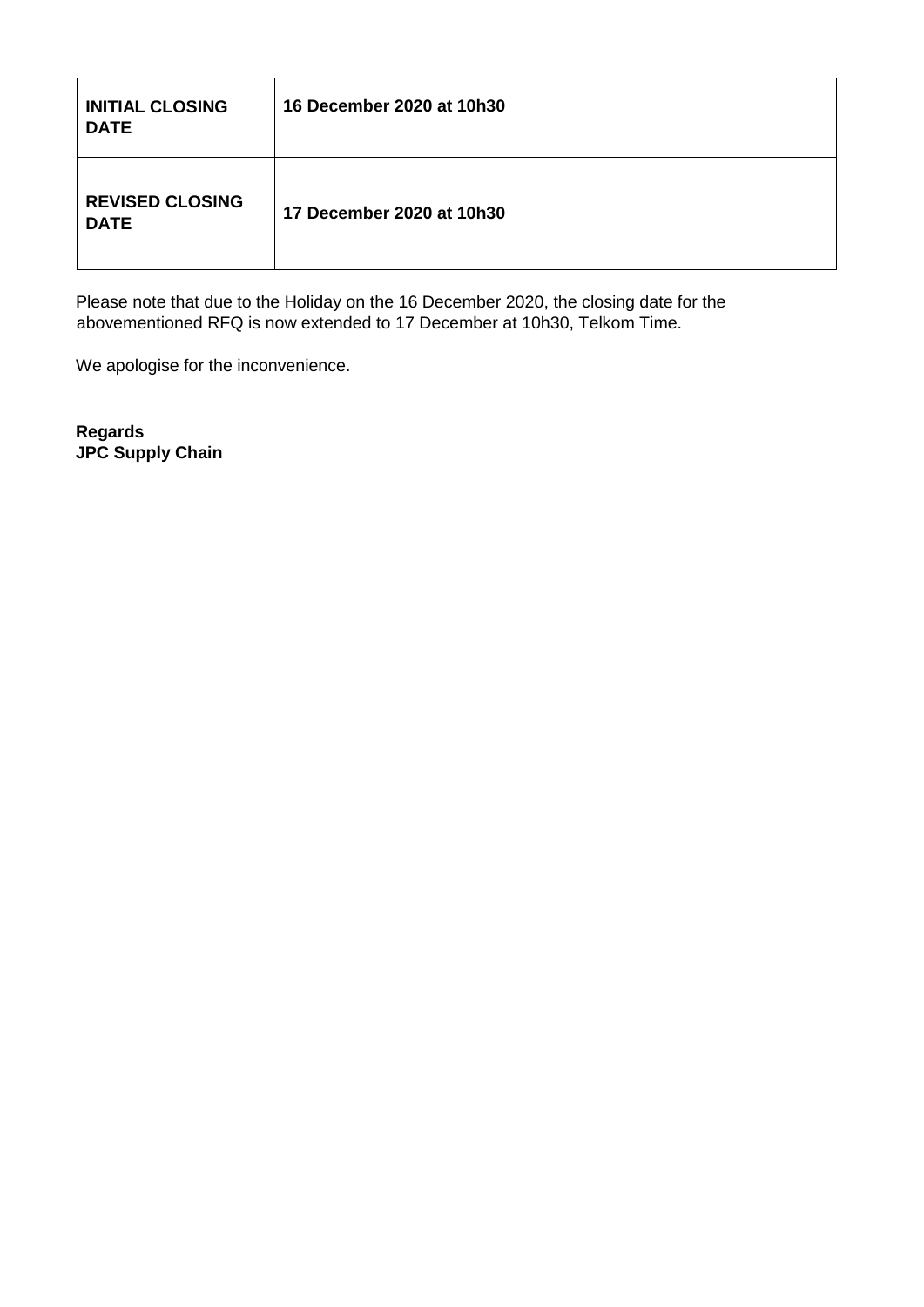| | |
|---|---|
| **INITIAL CLOSING DATE** | **16 December 2020 at 10h30** |
| **REVISED CLOSING DATE** | **17 December 2020 at 10h30** |

Please note that due to the Holiday on the 16 December 2020, the closing date for the abovementioned RFQ is now extended to 17 December at 10h30, Telkom Time.

We apologise for the inconvenience.

**Regards**
**JPC Supply Chain**